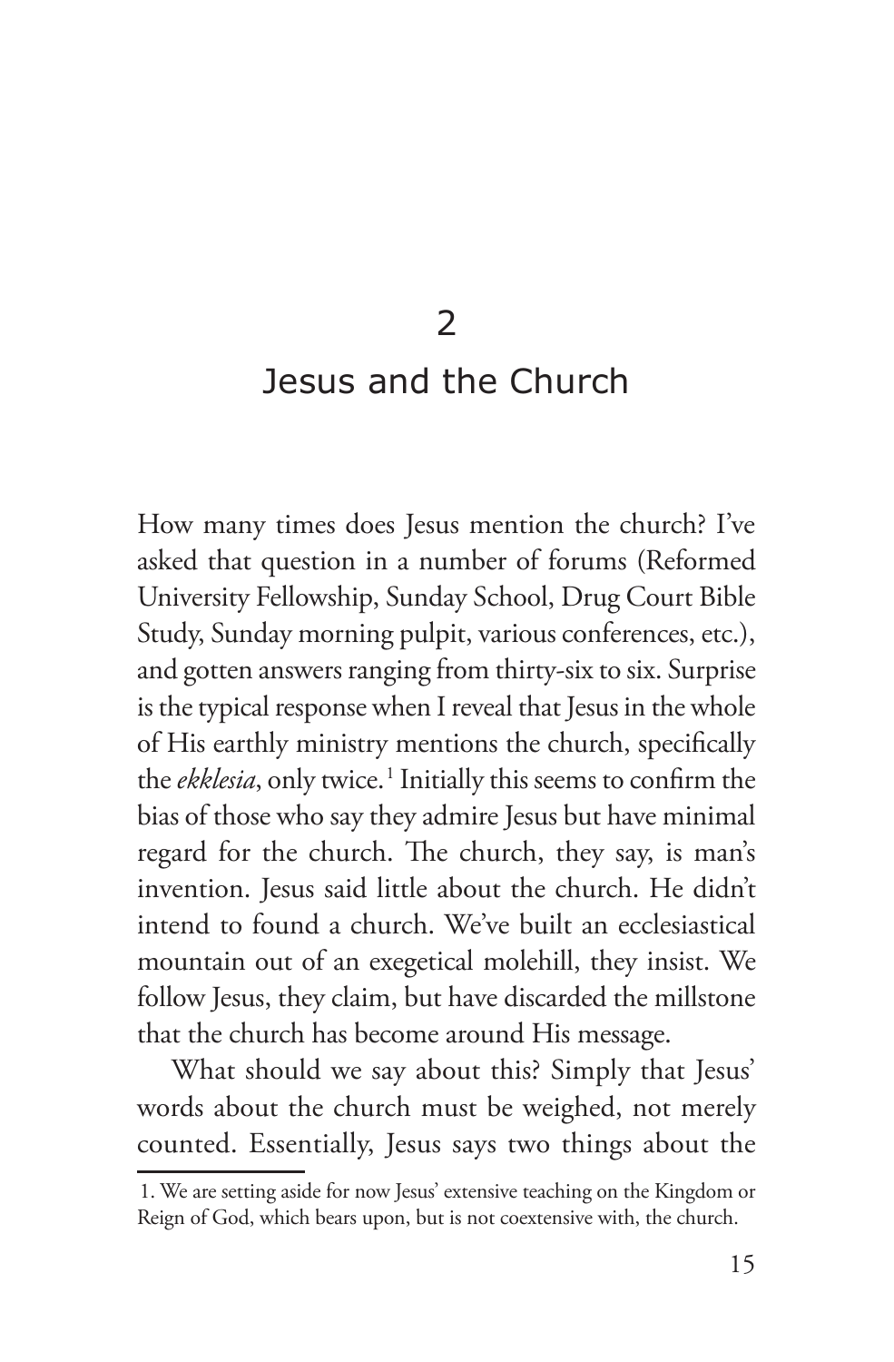# 2

# Jesus and the Church

How many times does Jesus mention the church? I've asked that question in a number of forums (Reformed University Fellowship, Sunday School, Drug Court Bible Study, Sunday morning pulpit, various conferences, etc.), and gotten answers ranging from thirty-six to six. Surprise is the typical response when I reveal that Jesus in the whole of His earthly ministry mentions the church, specifically the *ekklesia*, only twice.[1] Initially this seems to confirm the bias of those who say they admire Jesus but have minimal regard for the church. The church, they say, is man's invention. Jesus said little about the church. He didn't intend to found a church. We've built an ecclesiastical mountain out of an exegetical molehill, they insist. We follow Jesus, they claim, but have discarded the millstone that the church has become around His message.

What should we say about this? Simply that Jesus' words about the church must be weighed, not merely counted. Essentially, Jesus says two things about the

1. We are setting aside for now Jesus' extensive teaching on the Kingdom or Reign of God, which bears upon, but is not coextensive with, the church.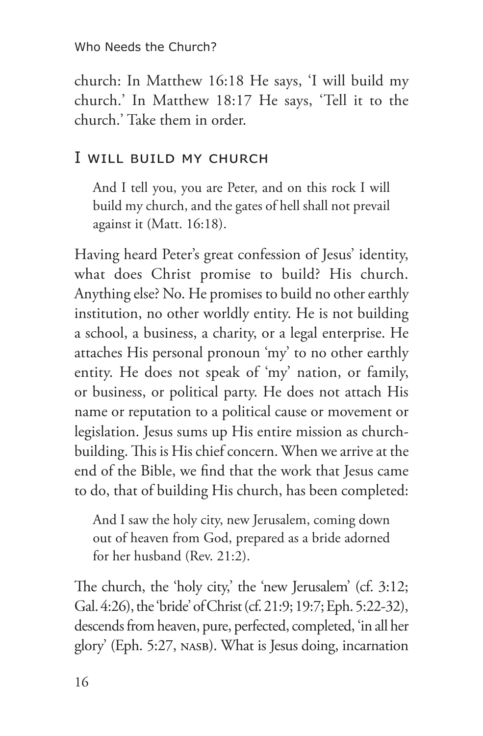church: In Matthew 16:18 He says, 'I will build my church.' In Matthew 18:17 He says, 'Tell it to the church.' Take them in order.

## I will build my church

> And I tell you, you are Peter, and on this rock I will build my church, and the gates of hell shall not prevail against it (Matt. 16:18).

Having heard Peter's great confession of Jesus' identity, what does Christ promise to build? His church. Anything else? No. He promises to build no other earthly institution, no other worldly entity. He is not building a school, a business, a charity, or a legal enterprise. He attaches His personal pronoun 'my' to no other earthly entity. He does not speak of 'my' nation, or family, or business, or political party. He does not attach His name or reputation to a political cause or movement or legislation. Jesus sums up His entire mission as church-building. This is His chief concern. When we arrive at the end of the Bible, we find that the work that Jesus came to do, that of building His church, has been completed:

> And I saw the holy city, new Jerusalem, coming down out of heaven from God, prepared as a bride adorned for her husband (Rev. 21:2).

The church, the 'holy city,' the 'new Jerusalem' (cf. 3:12; Gal. 4:26), the 'bride' of Christ (cf. 21:9; 19:7; Eph. 5:22-32), descends from heaven, pure, perfected, completed, 'in all her glory' (Eph. 5:27, NASB). What is Jesus doing, incarnation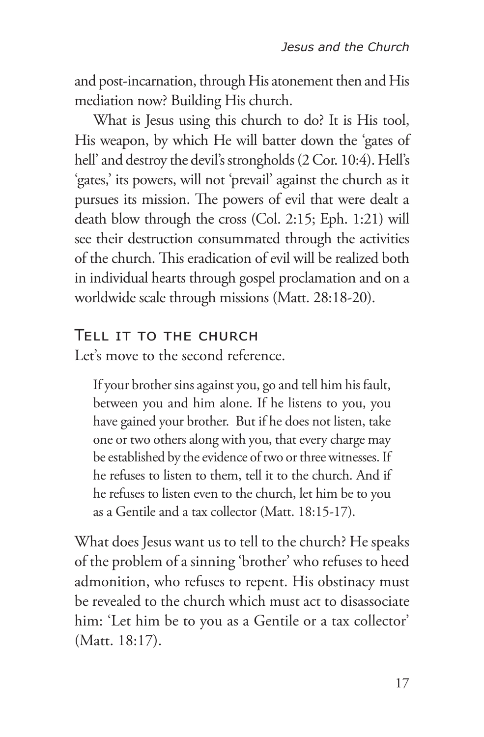and post-incarnation, through His atonement then and His mediation now? Building His church.

What is Jesus using this church to do? It is His tool, His weapon, by which He will batter down the 'gates of hell' and destroy the devil's strongholds (2 Cor. 10:4). Hell's 'gates,' its powers, will not 'prevail' against the church as it pursues its mission. The powers of evil that were dealt a death blow through the cross (Col. 2:15; Eph. 1:21) will see their destruction consummated through the activities of the church. This eradication of evil will be realized both in individual hearts through gospel proclamation and on a worldwide scale through missions (Matt. 28:18-20).

## Tell it to the church

Let's move to the second reference.

> If your brother sins against you, go and tell him his fault, between you and him alone. If he listens to you, you have gained your brother. But if he does not listen, take one or two others along with you, that every charge may be established by the evidence of two or three witnesses. If he refuses to listen to them, tell it to the church. And if he refuses to listen even to the church, let him be to you as a Gentile and a tax collector (Matt. 18:15-17).

What does Jesus want us to tell to the church? He speaks of the problem of a sinning 'brother' who refuses to heed admonition, who refuses to repent. His obstinacy must be revealed to the church which must act to disassociate him: 'Let him be to you as a Gentile or a tax collector' (Matt. 18:17).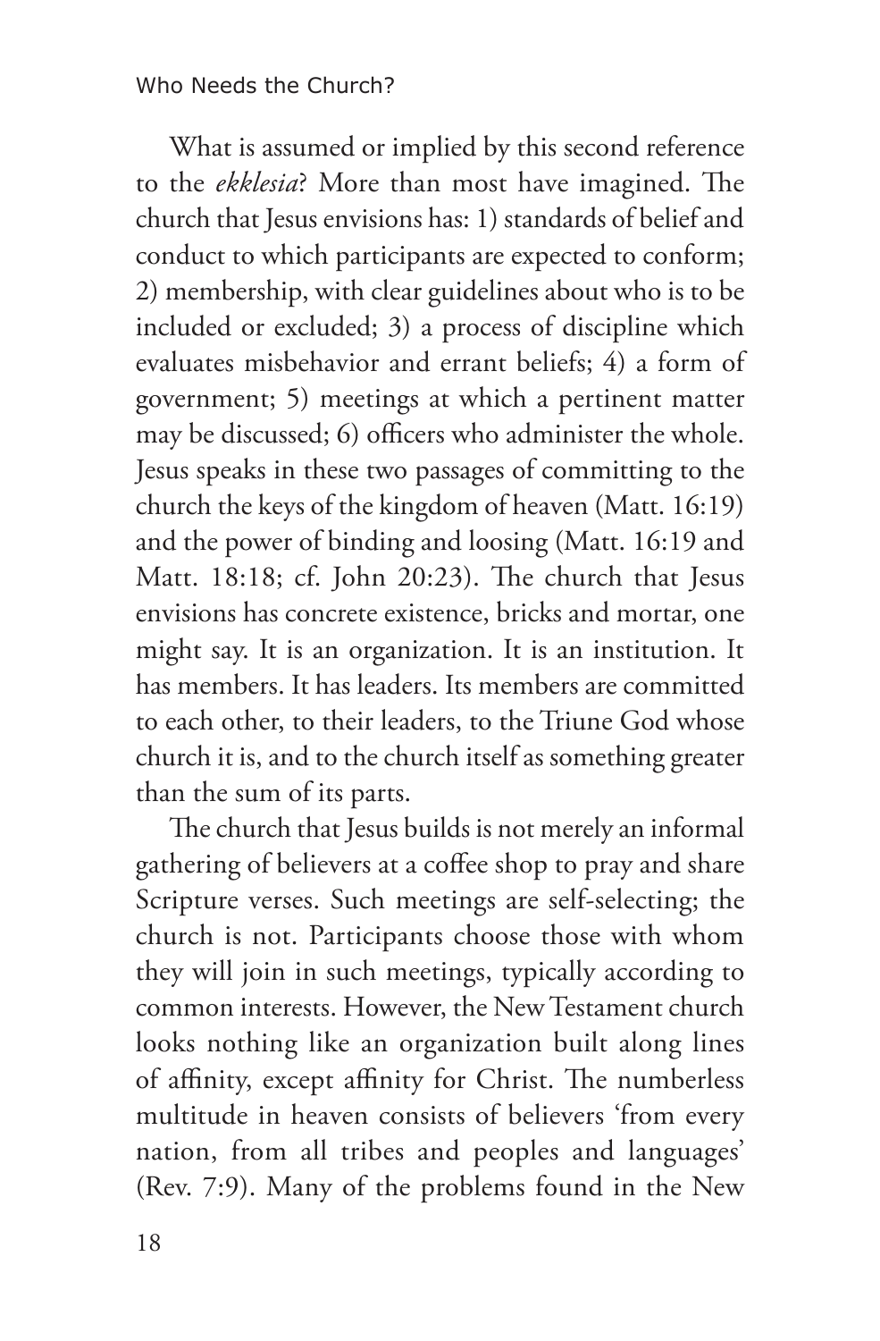What is assumed or implied by this second reference to the *ekklesia*? More than most have imagined. The church that Jesus envisions has: 1) standards of belief and conduct to which participants are expected to conform; 2) membership, with clear guidelines about who is to be included or excluded; 3) a process of discipline which evaluates misbehavior and errant beliefs; 4) a form of government; 5) meetings at which a pertinent matter may be discussed; 6) officers who administer the whole. Jesus speaks in these two passages of committing to the church the keys of the kingdom of heaven (Matt. 16:19) and the power of binding and loosing (Matt. 16:19 and Matt. 18:18; cf. John 20:23). The church that Jesus envisions has concrete existence, bricks and mortar, one might say. It is an organization. It is an institution. It has members. It has leaders. Its members are committed to each other, to their leaders, to the Triune God whose church it is, and to the church itself as something greater than the sum of its parts.

The church that Jesus builds is not merely an informal gathering of believers at a coffee shop to pray and share Scripture verses. Such meetings are self-selecting; the church is not. Participants choose those with whom they will join in such meetings, typically according to common interests. However, the New Testament church looks nothing like an organization built along lines of affinity, except affinity for Christ. The numberless multitude in heaven consists of believers 'from every nation, from all tribes and peoples and languages' (Rev. 7:9). Many of the problems found in the New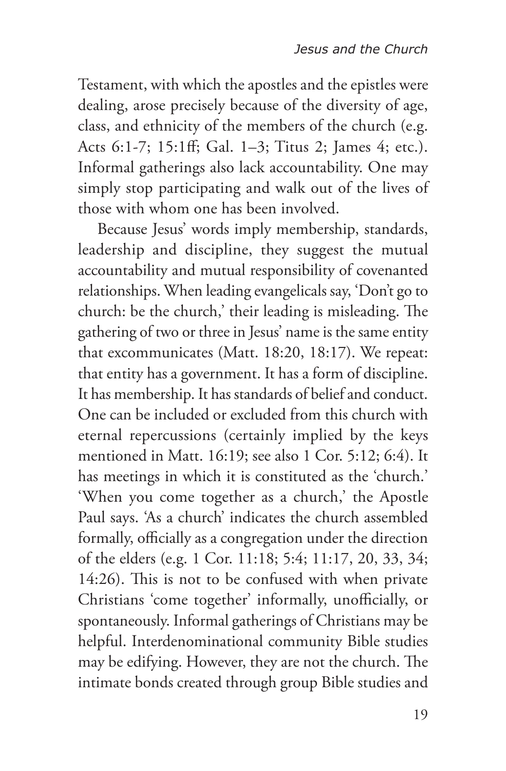Testament, with which the apostles and the epistles were dealing, arose precisely because of the diversity of age, class, and ethnicity of the members of the church (e.g. Acts 6:1-7; 15:1ff; Gal. 1–3; Titus 2; James 4; etc.). Informal gatherings also lack accountability. One may simply stop participating and walk out of the lives of those with whom one has been involved.

Because Jesus' words imply membership, standards, leadership and discipline, they suggest the mutual accountability and mutual responsibility of covenanted relationships. When leading evangelicals say, 'Don't go to church: be the church,' their leading is misleading. The gathering of two or three in Jesus' name is the same entity that excommunicates (Matt. 18:20, 18:17). We repeat: that entity has a government. It has a form of discipline. It has membership. It has standards of belief and conduct. One can be included or excluded from this church with eternal repercussions (certainly implied by the keys mentioned in Matt. 16:19; see also 1 Cor. 5:12; 6:4). It has meetings in which it is constituted as the 'church.' 'When you come together as a church,' the Apostle Paul says. 'As a church' indicates the church assembled formally, officially as a congregation under the direction of the elders (e.g. 1 Cor. 11:18; 5:4; 11:17, 20, 33, 34; 14:26). This is not to be confused with when private Christians 'come together' informally, unofficially, or spontaneously. Informal gatherings of Christians may be helpful. Interdenominational community Bible studies may be edifying. However, they are not the church. The intimate bonds created through group Bible studies and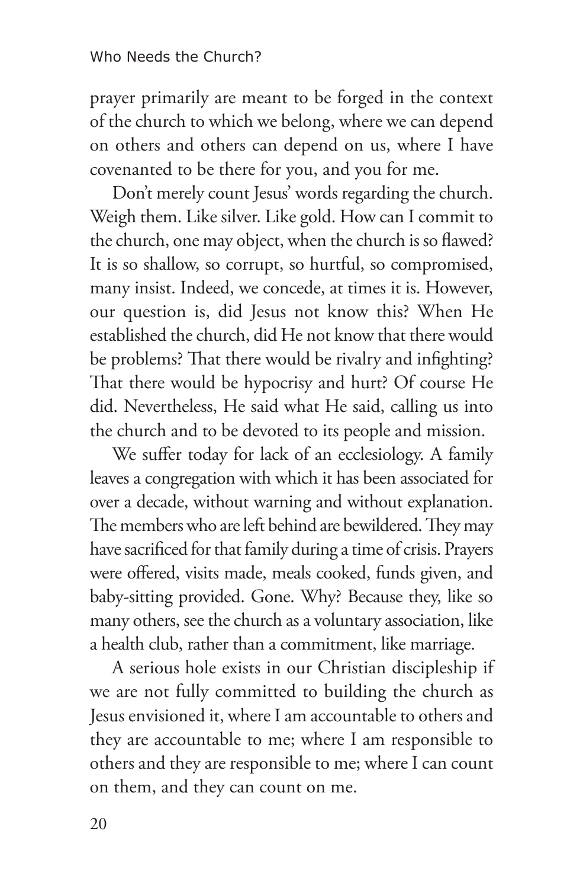prayer primarily are meant to be forged in the context of the church to which we belong, where we can depend on others and others can depend on us, where I have covenanted to be there for you, and you for me.

Don't merely count Jesus' words regarding the church. Weigh them. Like silver. Like gold. How can I commit to the church, one may object, when the church is so flawed? It is so shallow, so corrupt, so hurtful, so compromised, many insist. Indeed, we concede, at times it is. However, our question is, did Jesus not know this? When He established the church, did He not know that there would be problems? That there would be rivalry and infighting? That there would be hypocrisy and hurt? Of course He did. Nevertheless, He said what He said, calling us into the church and to be devoted to its people and mission.

We suffer today for lack of an ecclesiology. A family leaves a congregation with which it has been associated for over a decade, without warning and without explanation. The members who are left behind are bewildered. They may have sacrificed for that family during a time of crisis. Prayers were offered, visits made, meals cooked, funds given, and baby-sitting provided. Gone. Why? Because they, like so many others, see the church as a voluntary association, like a health club, rather than a commitment, like marriage.

A serious hole exists in our Christian discipleship if we are not fully committed to building the church as Jesus envisioned it, where I am accountable to others and they are accountable to me; where I am responsible to others and they are responsible to me; where I can count on them, and they can count on me.